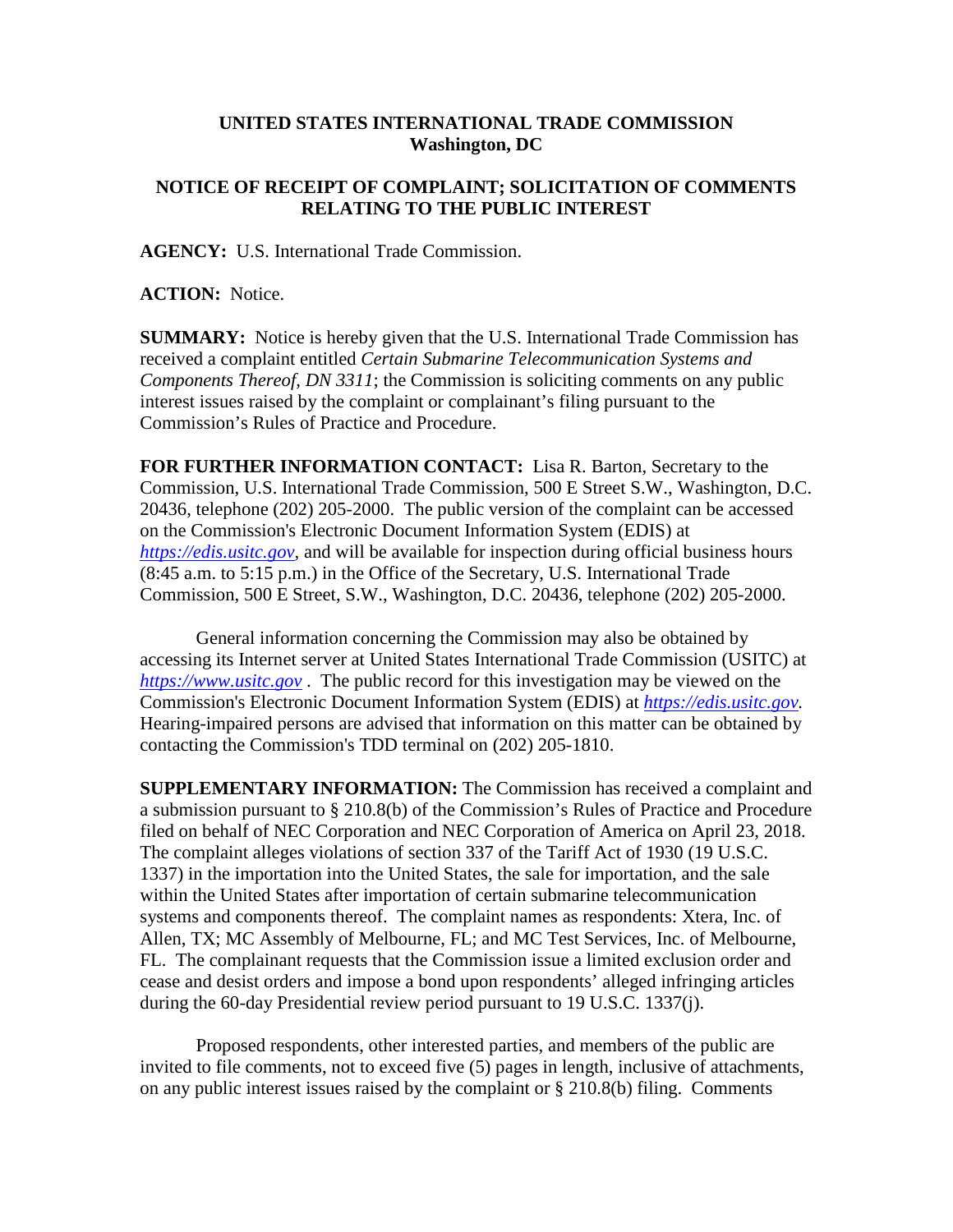**UNITED STATES INTERNATIONAL TRADE COMMISSION**
**Washington, DC**

**NOTICE OF RECEIPT OF COMPLAINT; SOLICITATION OF COMMENTS RELATING TO THE PUBLIC INTEREST**

**AGENCY:** U.S. International Trade Commission.

**ACTION:** Notice.

**SUMMARY:** Notice is hereby given that the U.S. International Trade Commission has received a complaint entitled *Certain Submarine Telecommunication Systems and Components Thereof, DN 3311*; the Commission is soliciting comments on any public interest issues raised by the complaint or complainant's filing pursuant to the Commission's Rules of Practice and Procedure.

**FOR FURTHER INFORMATION CONTACT:** Lisa R. Barton, Secretary to the Commission, U.S. International Trade Commission, 500 E Street S.W., Washington, D.C. 20436, telephone (202) 205-2000. The public version of the complaint can be accessed on the Commission's Electronic Document Information System (EDIS) at *https://edis.usitc.gov*, and will be available for inspection during official business hours (8:45 a.m. to 5:15 p.m.) in the Office of the Secretary, U.S. International Trade Commission, 500 E Street, S.W., Washington, D.C. 20436, telephone (202) 205-2000.

General information concerning the Commission may also be obtained by accessing its Internet server at United States International Trade Commission (USITC) at *https://www.usitc.gov* . The public record for this investigation may be viewed on the Commission's Electronic Document Information System (EDIS) at *https://edis.usitc.gov.* Hearing-impaired persons are advised that information on this matter can be obtained by contacting the Commission's TDD terminal on (202) 205-1810.

**SUPPLEMENTARY INFORMATION:** The Commission has received a complaint and a submission pursuant to § 210.8(b) of the Commission's Rules of Practice and Procedure filed on behalf of NEC Corporation and NEC Corporation of America on April 23, 2018. The complaint alleges violations of section 337 of the Tariff Act of 1930 (19 U.S.C. 1337) in the importation into the United States, the sale for importation, and the sale within the United States after importation of certain submarine telecommunication systems and components thereof. The complaint names as respondents: Xtera, Inc. of Allen, TX; MC Assembly of Melbourne, FL; and MC Test Services, Inc. of Melbourne, FL. The complainant requests that the Commission issue a limited exclusion order and cease and desist orders and impose a bond upon respondents' alleged infringing articles during the 60-day Presidential review period pursuant to 19 U.S.C. 1337(j).

Proposed respondents, other interested parties, and members of the public are invited to file comments, not to exceed five (5) pages in length, inclusive of attachments, on any public interest issues raised by the complaint or § 210.8(b) filing. Comments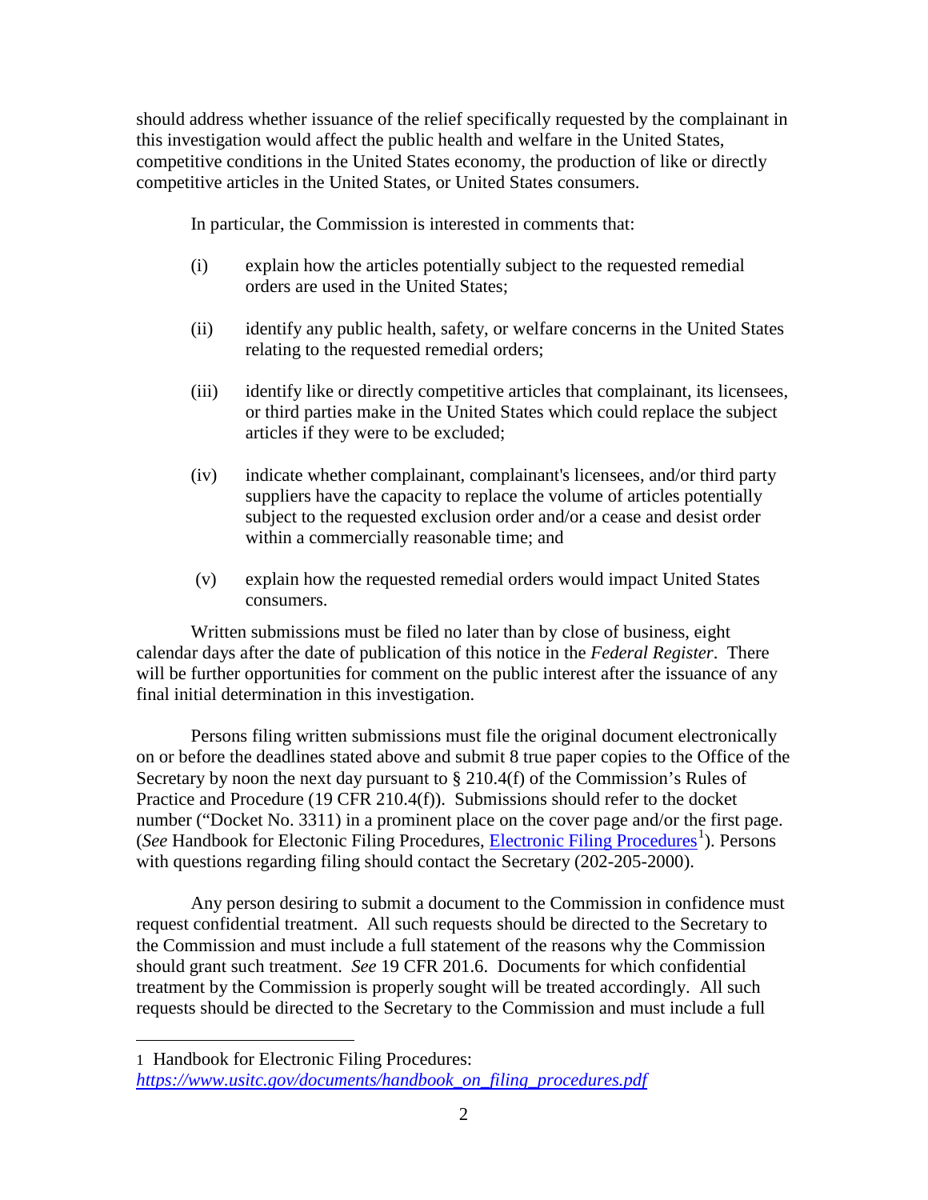should address whether issuance of the relief specifically requested by the complainant in this investigation would affect the public health and welfare in the United States, competitive conditions in the United States economy, the production of like or directly competitive articles in the United States, or United States consumers.

In particular, the Commission is interested in comments that:

(i) explain how the articles potentially subject to the requested remedial orders are used in the United States;

(ii) identify any public health, safety, or welfare concerns in the United States relating to the requested remedial orders;

(iii) identify like or directly competitive articles that complainant, its licensees, or third parties make in the United States which could replace the subject articles if they were to be excluded;

(iv) indicate whether complainant, complainant's licensees, and/or third party suppliers have the capacity to replace the volume of articles potentially subject to the requested exclusion order and/or a cease and desist order within a commercially reasonable time; and

(v) explain how the requested remedial orders would impact United States consumers.

Written submissions must be filed no later than by close of business, eight calendar days after the date of publication of this notice in the *Federal Register*. There will be further opportunities for comment on the public interest after the issuance of any final initial determination in this investigation.

Persons filing written submissions must file the original document electronically on or before the deadlines stated above and submit 8 true paper copies to the Office of the Secretary by noon the next day pursuant to § 210.4(f) of the Commission's Rules of Practice and Procedure (19 CFR 210.4(f)). Submissions should refer to the docket number ("Docket No. 3311) in a prominent place on the cover page and/or the first page. (*See* Handbook for Electonic Filing Procedures, [Electronic Filing Procedures](https://www.usitc.gov/documents/handbook_on_filing_procedures.pdf)[1]). Persons with questions regarding filing should contact the Secretary (202-205-2000).

Any person desiring to submit a document to the Commission in confidence must request confidential treatment. All such requests should be directed to the Secretary to the Commission and must include a full statement of the reasons why the Commission should grant such treatment. *See* 19 CFR 201.6. Documents for which confidential treatment by the Commission is properly sought will be treated accordingly. All such requests should be directed to the Secretary to the Commission and must include a full

---

1 Handbook for Electronic Filing Procedures: *https://www.usitc.gov/documents/handbook_on_filing_procedures.pdf*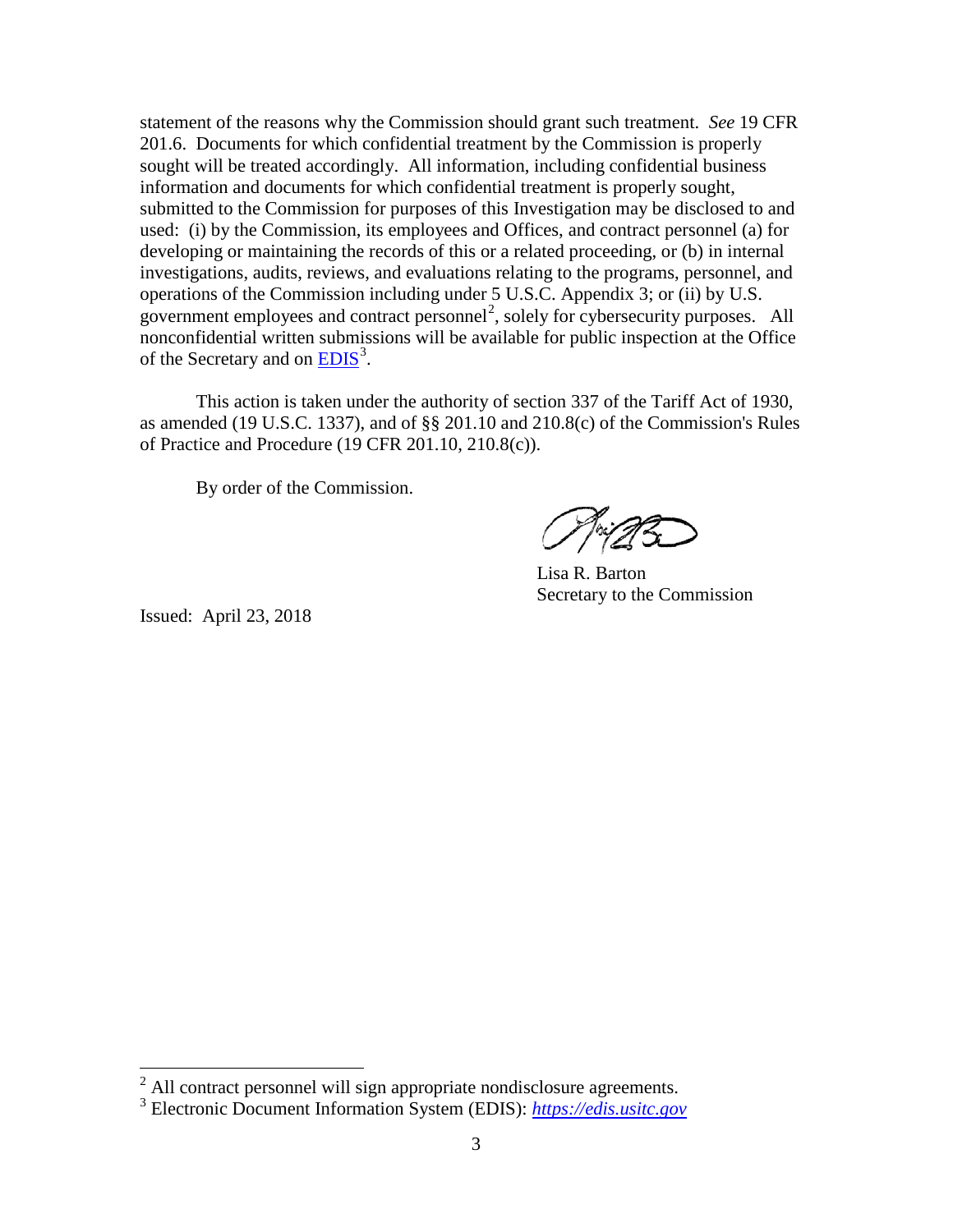statement of the reasons why the Commission should grant such treatment. *See* 19 CFR 201.6. Documents for which confidential treatment by the Commission is properly sought will be treated accordingly. All information, including confidential business information and documents for which confidential treatment is properly sought, submitted to the Commission for purposes of this Investigation may be disclosed to and used: (i) by the Commission, its employees and Offices, and contract personnel (a) for developing or maintaining the records of this or a related proceeding, or (b) in internal investigations, audits, reviews, and evaluations relating to the programs, personnel, and operations of the Commission including under 5 U.S.C. Appendix 3; or (ii) by U.S. government employees and contract personnel[2], solely for cybersecurity purposes. All nonconfidential written submissions will be available for public inspection at the Office of the Secretary and on EDIS[3].

This action is taken under the authority of section 337 of the Tariff Act of 1930, as amended (19 U.S.C. 1337), and of §§ 201.10 and 210.8(c) of the Commission's Rules of Practice and Procedure (19 CFR 201.10, 210.8(c)).

By order of the Commission.

Lisa R. Barton
Secretary to the Commission

Issued: April 23, 2018

---

[2] All contract personnel will sign appropriate nondisclosure agreements.

[3] Electronic Document Information System (EDIS): *https://edis.usitc.gov*